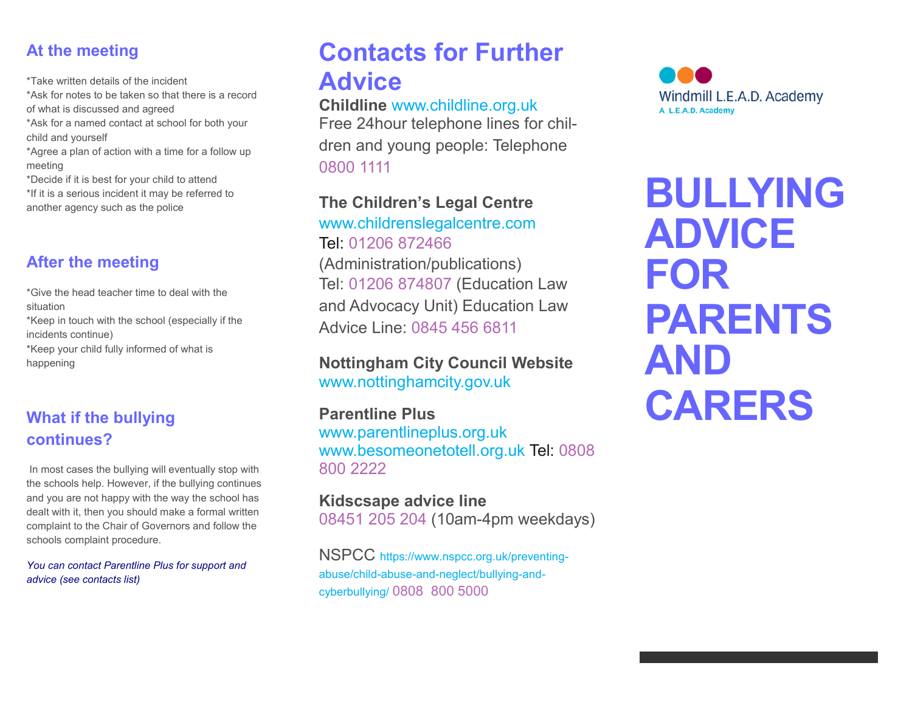## At the meeting

*Take written details of the incident
*Ask for notes to be taken so that there is a record of what is discussed and agreed
*Ask for a named contact at school for both your child and yourself
*Agree a plan of action with a time for a follow up meeting
*Decide if it is best for your child to attend
*If it is a serious incident it may be referred to another agency such as the police

## After the meeting

*Give the head teacher time to deal with the situation
*Keep in touch with the school (especially if the incidents continue)
*Keep your child fully informed of what is happening

## What if the bullying continues?

In most cases the bullying will eventually stop with the schools help. However, if the bullying continues and you are not happy with the way the school has dealt with it, then you should make a formal written complaint to the Chair of Governors and follow the schools complaint procedure.

*You can contact Parentline Plus for support and advice (see contacts list)*

# Contacts for Further Advice

**Childline** www.childline.org.uk
Free 24hour telephone lines for children and young people: Telephone 0800 1111

**The Children's Legal Centre**
www.childrenslegalcentre.com
Tel: 01206 872466 (Administration/publications)
Tel: 01206 874807 (Education Law and Advocacy Unit) Education Law Advice Line: 0845 456 6811

**Nottingham City Council Website**
www.nottinghamcity.gov.uk

**Parentline Plus**
www.parentlineplus.org.uk
www.besomeonetotell.org.uk Tel: 0808 800 2222

**Kidscsape advice line**
08451 205 204 (10am-4pm weekdays)

NSPCC https://www.nspcc.org.uk/preventing-abuse/child-abuse-and-neglect/bullying-and-cyberbullying/ 0808 800 5000

Windmill L.E.A.D. Academy
A L.E.A.D. Academy

# BULLYING ADVICE FOR PARENTS AND CARERS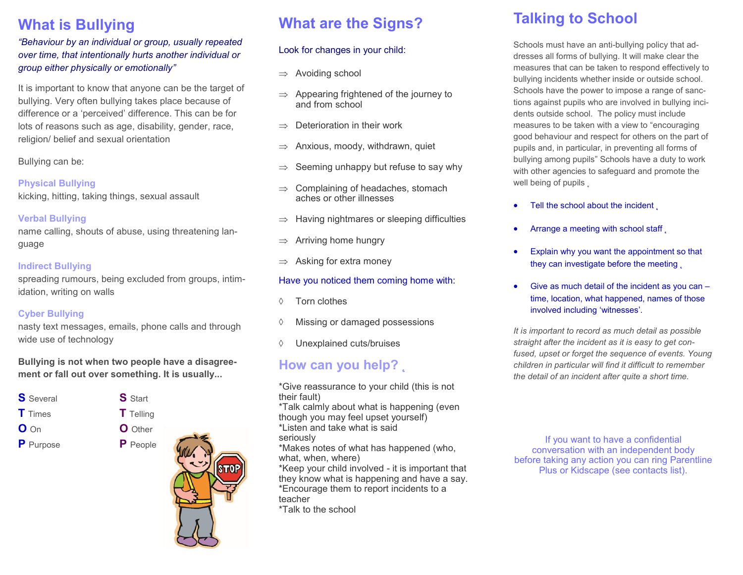# What is Bullying

*"Behaviour by an individual or group, usually repeated over time, that intentionally hurts another individual or group either physically or emotionally"*

It is important to know that anyone can be the target of bullying. Very often bullying takes place because of difference or a 'perceived' difference. This can be for lots of reasons such as age, disability, gender, race, religion/ belief and sexual orientation

Bullying can be:

### Physical Bullying

kicking, hitting, taking things, sexual assault

### Verbal Bullying

name calling, shouts of abuse, using threatening language

### Indirect Bullying

spreading rumours, being excluded from groups, intimidation, writing on walls

### Cyber Bullying

nasty text messages, emails, phone calls and through wide use of technology

**Bullying is not when two people have a disagreement or fall out over something. It is usually...**

**S** Several
**T** Times
**O** On
**P** Purpose

**S** Start
**T** Telling
**O** Other
**P** People

# What are the Signs?

Look for changes in your child:

- Avoiding school
- Appearing frightened of the journey to and from school
- Deterioration in their work
- Anxious, moody, withdrawn, quiet
- Seeming unhappy but refuse to say why
- Complaining of headaches, stomach aches or other illnesses
- Having nightmares or sleeping difficulties
- Arriving home hungry
- Asking for extra money

Have you noticed them coming home with:

- Torn clothes
- Missing or damaged possessions
- Unexplained cuts/bruises

## How can you help?

*Give reassurance to your child (this is not their fault)
*Talk calmly about what is happening (even though you may feel upset yourself)
*Listen and take what is said seriously
*Makes notes of what has happened (who, what, when, where)
*Keep your child involved - it is important that they know what is happening and have a say.
*Encourage them to report incidents to a teacher
*Talk to the school

# Talking to School

Schools must have an anti-bullying policy that addresses all forms of bullying. It will make clear the measures that can be taken to respond effectively to bullying incidents whether inside or outside school. Schools have the power to impose a range of sanctions against pupils who are involved in bullying incidents outside school. The policy must include measures to be taken with a view to "encouraging good behaviour and respect for others on the part of pupils and, in particular, in preventing all forms of bullying among pupils" Schools have a duty to work with other agencies to safeguard and promote the well being of pupils.

- Tell the school about the incident
- Arrange a meeting with school staff
- Explain why you want the appointment so that they can investigate before the meeting
- Give as much detail of the incident as you can – time, location, what happened, names of those involved including 'witnesses'.

*It is important to record as much detail as possible straight after the incident as it is easy to get confused, upset or forget the sequence of events. Young children in particular will find it difficult to remember the detail of an incident after quite a short time.*

If you want to have a confidential conversation with an independent body before taking any action you can ring Parentline Plus or Kidscape (see contacts list).